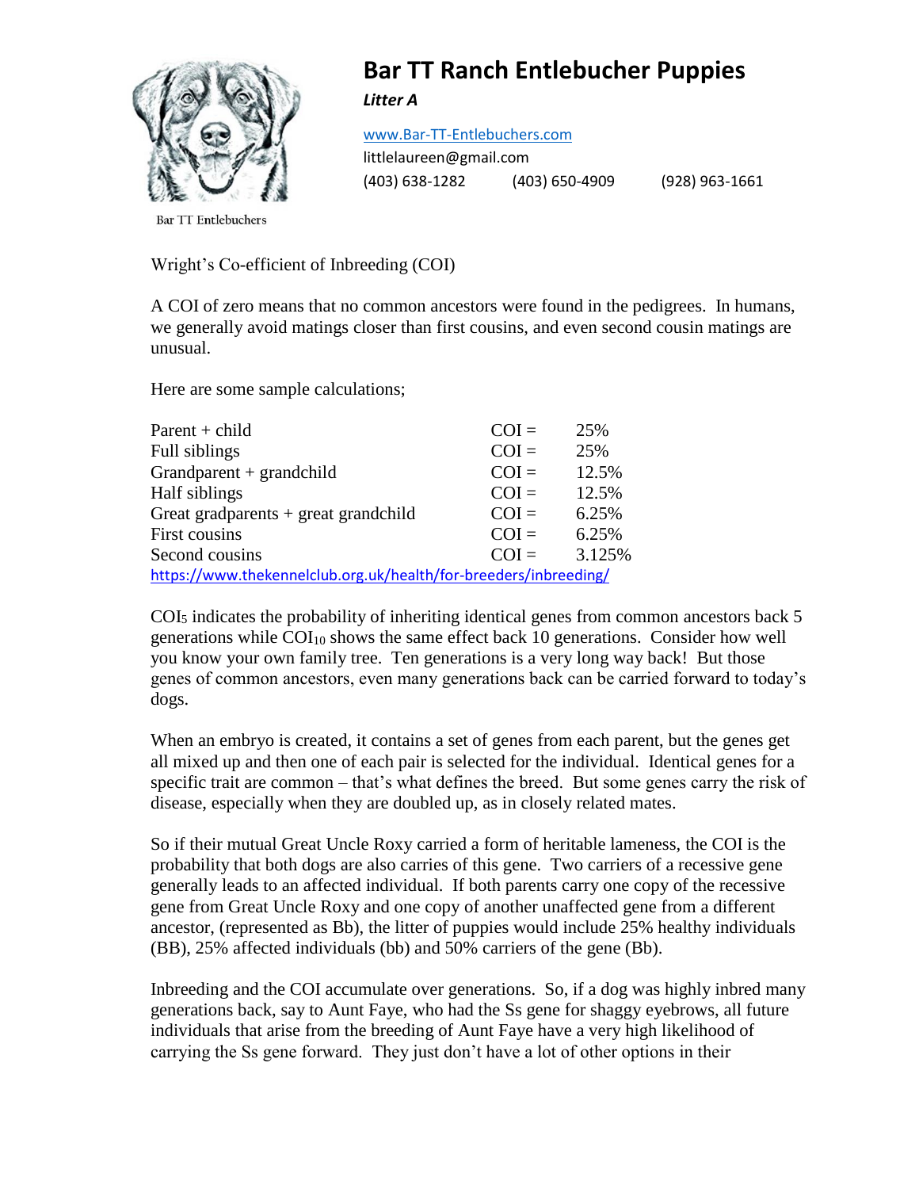# Bar TT Ranch Entlebucher Puppies

***Litter A***

[www.Bar-TT-Entlebuchers.com](http://www.Bar-TT-Entlebuchers.com)
littlelaureen@gmail.com
(403) 638-1282 (403) 650-4909 (928) 963-1661

Bar TT Entlebuchers

Wright's Co-efficient of Inbreeding (COI)

A COI of zero means that no common ancestors were found in the pedigrees. In humans, we generally avoid matings closer than first cousins, and even second cousin matings are unusual.

Here are some sample calculations;

| | | |
|---|---|---|
| Parent + child | COI = | 25% |
| Full siblings | COI = | 25% |
| Grandparent + grandchild | COI = | 12.5% |
| Half siblings | COI = | 12.5% |
| Great gradparents + great grandchild | COI = | 6.25% |
| First cousins | COI = | 6.25% |
| Second cousins | COI = | 3.125% |

[https://www.thekennelclub.org.uk/health/for-breeders/inbreeding/](https://www.thekennelclub.org.uk/health/for-breeders/inbreeding/)

$COI_5$ indicates the probability of inheriting identical genes from common ancestors back 5 generations while $COI_{10}$ shows the same effect back 10 generations. Consider how well you know your own family tree. Ten generations is a very long way back! But those genes of common ancestors, even many generations back can be carried forward to today's dogs.

When an embryo is created, it contains a set of genes from each parent, but the genes get all mixed up and then one of each pair is selected for the individual. Identical genes for a specific trait are common – that's what defines the breed. But some genes carry the risk of disease, especially when they are doubled up, as in closely related mates.

So if their mutual Great Uncle Roxy carried a form of heritable lameness, the COI is the probability that both dogs are also carries of this gene. Two carriers of a recessive gene generally leads to an affected individual. If both parents carry one copy of the recessive gene from Great Uncle Roxy and one copy of another unaffected gene from a different ancestor, (represented as Bb), the litter of puppies would include 25% healthy individuals (BB), 25% affected individuals (bb) and 50% carriers of the gene (Bb).

Inbreeding and the COI accumulate over generations. So, if a dog was highly inbred many generations back, say to Aunt Faye, who had the Ss gene for shaggy eyebrows, all future individuals that arise from the breeding of Aunt Faye have a very high likelihood of carrying the Ss gene forward. They just don't have a lot of other options in their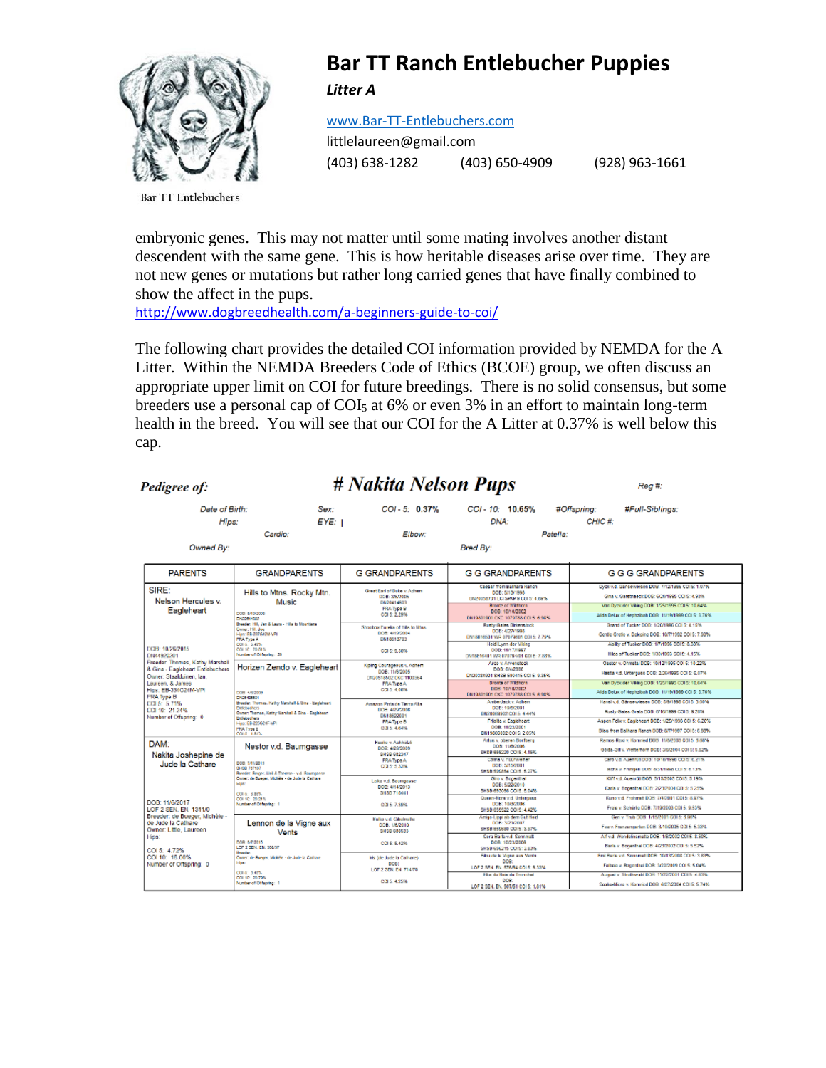# Bar TT Ranch Entlebucher Puppies

*Litter A*

www.Bar-TT-Entlebuchers.com
littlelaureen@gmail.com
(403) 638-1282 (403) 650-4909 (928) 963-1661

Bar TT Entlebuchers

embryonic genes. This may not matter until some mating involves another distant descendent with the same gene. This is how heritable diseases arise over time. They are not new genes or mutations but rather long carried genes that have finally combined to show the affect in the pups.
http://www.dogbreedhealth.com/a-beginners-guide-to-coi/

The following chart provides the detailed COI information provided by NEMDA for the A Litter. Within the NEMDA Breeders Code of Ethics (BCOE) group, we often discuss an appropriate upper limit on COI for future breedings. There is no solid consensus, but some breeders use a personal cap of $COI_5$ at 6% or even 3% in an effort to maintain long-term health in the breed. You will see that our COI for the A Litter at 0.37% is well below this cap.

**Pedigree of:** ***# Nakita Nelson Pups*** Reg #:

Date of Birth: Sex: COI - 5: **0.37%** COI - 10: **10.65%** #Offspring: #Full-Siblings:
Hips: EYE: | DNA: CHIC #:
Cardio: Elbow: Patella:
Owned By: Bred By:

| PARENTS | GRANDPARENTS | G GRANDPARENTS | G G GRANDPARENTS | G G G GRANDPARENTS |
|---|---|---|---|---|
| SIRE: Nelson Hercules v. Eagleheart<br>DOB: 10/26/2015<br>DN44920201<br>Breeder: Thomas, Kathy Marshall & Gina - Eagleheart Entlebuchers<br>Owner: Staalduinen, Ian, Laureen, & James<br>Hips: EB-334G24M-VPI<br>PRA Type B<br>COI 5: 5.71%<br>COI 10: 21.24%<br>Number of Offspring: 0 | Hills to Mtns. Rocky Mtn. Music<br>DOB: 8/10/2008<br>DN22814802<br>Breeder: Hill, Jan & Laura - Hills to Mountains<br>Owner: Hill, Joe<br>Hips: EB-237G42M-VPI<br>PRA Type A<br>COI 5: 9.48%<br>COI 10: 29.01%<br>Number of Offspring: 26 | Great Earl of Duke v. Adhem<br>DOB: 3/8/2005<br>DN20414603<br>PRA Type B<br>COI 5: 2.28% | Caesar from Balhara Ranch<br>DOB: 5/13/1998<br>DN20058701 LOI SPKP 8 COI 5: 4.68% | Dyck v.d. Gänsewiesen DOB: 7/12/1996 COI 5: 1.67% |
| | | | | Gina v. Garstnaeck DOB: 6/20/1995 COI 5: 4.93% |
| | | | Bronte of Wildhorn<br>DOB: 10/10/2002<br>DN19801901 CKC 1079788 COI 5: 6.98% | Van Dyck der Viking DOB: 1/25/1995 COI 5: 10.64% |
| | | | | Alida Delux of Hephzibah DOB: 11/10/1999 COI 5: 3.76% |
| | | Shonbox Eureka of Hills to Mtns.<br>DOB: 4/19/2004<br>DN18818703<br>COI 5: 9.38% | Rusty Gates Binenstock<br>DOB: 4/27/1998<br>DN18816601 WA 878/19481 COI 5: 7.79% | Grand of Tucker DOB: 1/20/1996 COI 5: 4.15% |
| | | | | Gentle Gretle v. Dolpine DOB: 10/7/1992 COI 5: 7.93% |
| | | | Heidi Lynn der Viking<br>DOB: 11/17/1997<br>DN18816401 WA 878/19481 COI 5: 7.86% | Ability of Tucker DOB: 1/7/1996 COI 5: 8.30% |
| | | | | Hilda of Tucker DOB: 1/30/1993 COI 5: 4.15% |
| | Horizen Zendo v. Eagleheart<br>DOB: 4/8/2009<br>DN25488601<br>Breeder: Thomas, Kathy Marshall & Gina - Eagleheart Entlebuchers<br>Owner: Thomas, Kathy Marshall & Gina - Eagleheart Entlebuchers<br>Hips: EB-220G8F-VPI<br>PRA Type B<br>COI 5: 1.80% | Kipling Courageous v. Adhem<br>DOB: 11/6/2005<br>DN23518502 CKC 1103364<br>PRA Type A<br>COI 5: 4.66% | Arco v. Arvenstock<br>DOB: 6/4/2000<br>DN20384501 SHSB 590415 COI 5: 9.35% | Gastor v. Ohmstal DOB: 10/12/1995 COI 5: 10.22% |
| | | | | Hestia v.d. Untergass DOB: 2/26/1995 COI 5: 6.07% |
| | | | Bronte of Wildhorn<br>DOB: 10/10/2002<br>DN19801901 CKC 1079788 COI 5: 6.98% | Van Dyck der Viking DOB: 1/25/1995 COI 5: 10.64% |
| | | | | Alida Delux of Hephzibah DOB: 11/10/1999 COI 5: 3.76% |
| | | Amazon Pinta de Tierra Alta<br>DOB: 4/25/2008<br>DN18622001<br>PRA Type B<br>COI 5: 4.64% | AmberJack v. Adhem<br>DOB: 10/5/2001<br>DN03089902 COI 5: 4.44% | Hansi v.d. Gänsewiesen DOB: 3/9/1998 COI 5: 3.00% |
| | | | | Rusty Gates Greta DOB: 6/16/1998 COI 5: 9.28% |
| | | | Frijolita v. Eagleheart<br>DOB: 11/23/2001<br>DN19808302 COI 5: 2.05% | Aspen Felix v. Eagleheart DOB: 1/25/1999 COI 5: 6.20% |
| | | | | Bliss from Balhara Ranch DOB: 8/7/1997 COI 5: 6.90% |
| DAM: Nakita Joshepine de Jude la Cathare<br>DOB: 11/6/2017<br>LOF 2 SEN. EN. 1311/0<br>Breeder: de Bueger, Michèle - de Jude la Cathare<br>Owner: Little, Laureen<br>Hips:<br>COI 5: 4.72%<br>COI 10: 18.00%<br>Number of Offspring: 0 | Nestor v.d. Baumgasse<br>DOB: 7/11/2015<br>SHSB 73770<br>Breeder: Binger, Urli & Therese - v.d. Baumgasse<br>Owner: de Bueger, Michèle - de Jude la Cathare<br>Hips:<br>COI 5: 3.88%<br>COI 10: 20.21%<br>Number of Offspring: 1 | Hasko v. Achholz<br>DOB: 4/28/2009<br>SHSB 682347<br>PRA Type A<br>COI 5: 5.32% | Artus v. oberen Bertberg<br>DOB: 10/5/2001<br>SHSB 658220 COI 5: 4.15% | Ramon Rosi v. Kornried DOB: 11/6/2003 COI 5: 6.88% |
| | | | | Golda-Gilli v. Wattethorn DOB: 3/6/2004 COI 5: 5.62% |
| | | | Celina v. Flürriweiher<br>DOB: 5/15/2001<br>SHSB 590854 COI 5: 5.27% | Caro v.d. Auenrüti DOB: 10/10/1998 COI 5: 0.21% |
| | | | | Ischa v. Frutigen DOB: 8/31/1998 COI 5: 6.13% |
| | | Lolita v.d. Baumgasse<br>DOB: 4/14/2013<br>SHSB 718441<br>COI 5: 7.39% | Giro v. Bogenthal<br>DOB: 5/22/2010<br>SHSB 693096 COI 5: 5.04% | Kiff v.d. Auenrüti DOB: 5/15/2005 COI 5: 5.19% |
| | | | | Carla v. Bogenthal DOB: 2/23/2004 COI 5: 5.25% |
| | | | Queen-Bera v.d. Untergasse<br>DOB: 10/3/2006<br>SHSB 655522 COI 5: 4.42% | Kuno v.d. Frohmatt DOB: 7/4/2001 COI 5: 8.97% |
| | | | | Freia v. Schürlig DOB: 7/19/2003 COI 5: 3.83% |
| | Lennon de la Vigne aux Vents<br>DOB: 8/7/2016<br>LOF 2 SEN. EN. 956/0?<br>Breeder:<br>Owner: de Bueger, Michèle - de Jude la Cathare<br>Hips:<br>COI 5: 0.46%<br>COI 10: 20.79%<br>Number of Offspring: 1 | Barko v.d. Gibelmatte<br>DOB: 1/8/2010<br>SHSB 688633<br>COI 5: 5.42% | Amigo Lupi aus dem Gut Heat<br>DOB: 3/21/2007<br>SHSB 659680 COI 5: 3.37% | Gen v. Truib DOB: 1/15/2001 COI 5: 6.96% |
| | | | | Fee v. Franzampeler DOB: 3/18/2005 COI 5: 5.33% |
| | | | Cora Barla v.d. Sonnmatt<br>DOB: 10/23/2008<br>SHSB 696215 COI 5: 3.83% | Alf v.d. Wendelinsmatte DOB: 1/8/2002 COI 5: 8.30% |
| | | | | Baria v. Bogenthal DOB: 4/23/2007 COI 5: 5.52% |
| | | Illa (de Jude la Cathare)<br>DOB:<br>LOF 2 SEN. EN. 714/70<br>COI 5: 4.25% | Fleu de la Vigne aux Vents<br>DOB:<br>LOF 2 SEN. EN. 578/64 COI 5: 9.33% | Emi Barla v.d. Sonnmatt DOB: 10/13/2008 COI 5: 3.83% |
| | | | | Fabiola v. Bogenthal DOB: 3/20/2009 COI 5: 5.04% |
| | | | Elia du Bois du Tronchet<br>DOB:<br>LOF 2 SEN. EN. 907/51 COI 5: 1.81% | August v. Struthwald DOB: 11/20/2004 COI 5: 4.83% |
| | | | | Saska-Mona v. Kornried DOB: 6/27/2004 COI 5: 5.74% |